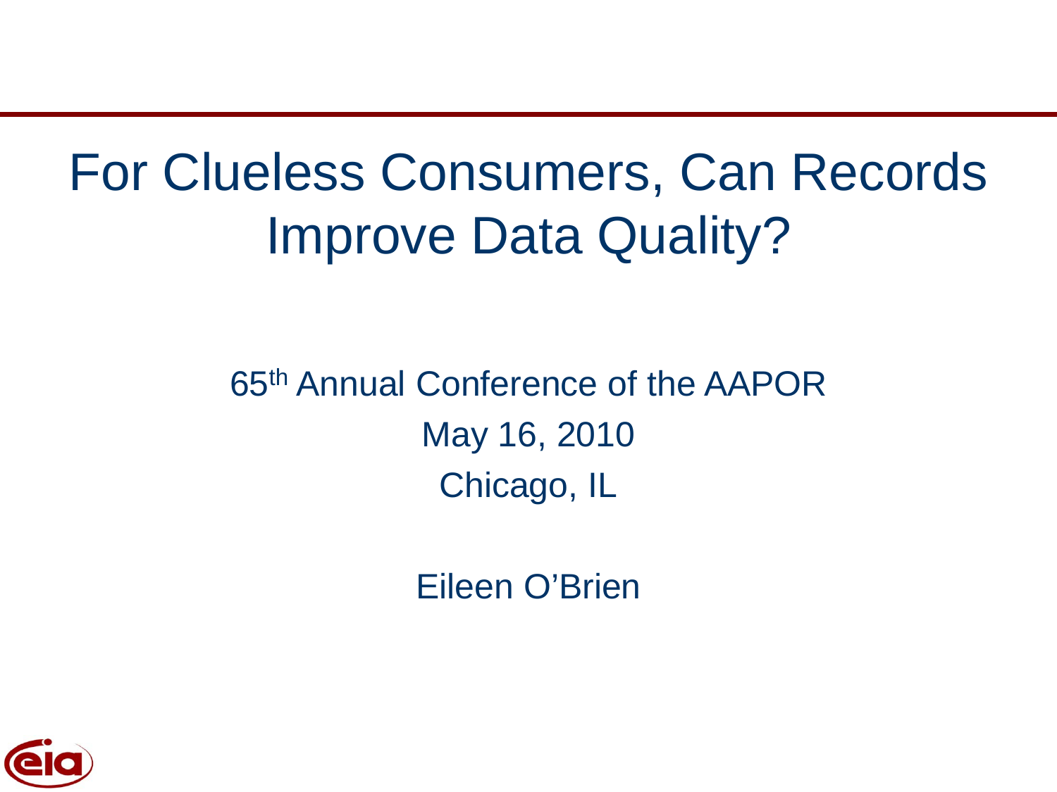# For Clueless Consumers, Can Records Improve Data Quality?

65th Annual Conference of the AAPOR

May 16, 2010

Chicago, IL

Eileen O'Brien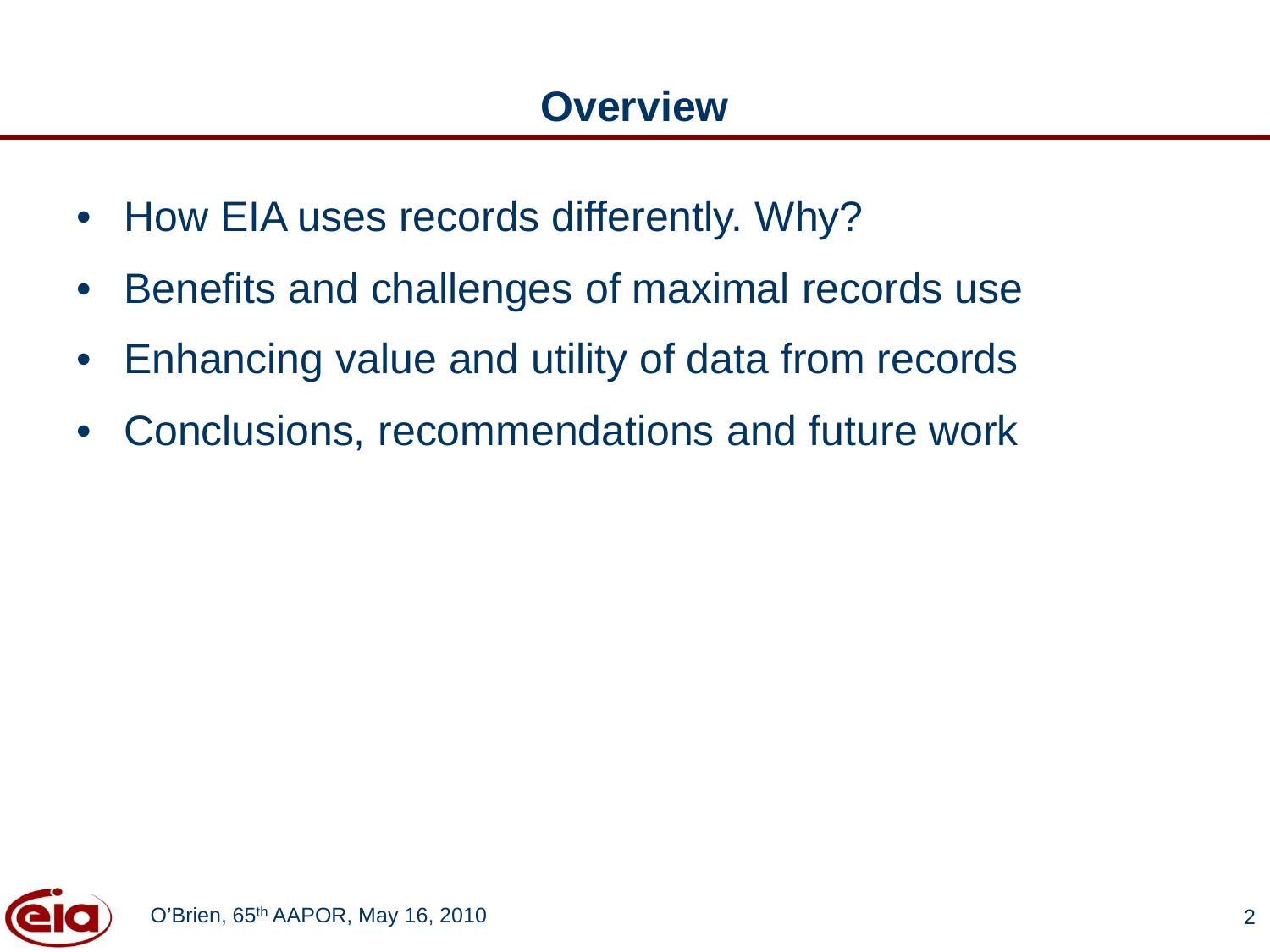## Overview

- How EIA uses records differently. Why?
- Benefits and challenges of maximal records use
- Enhancing value and utility of data from records
- Conclusions, recommendations and future work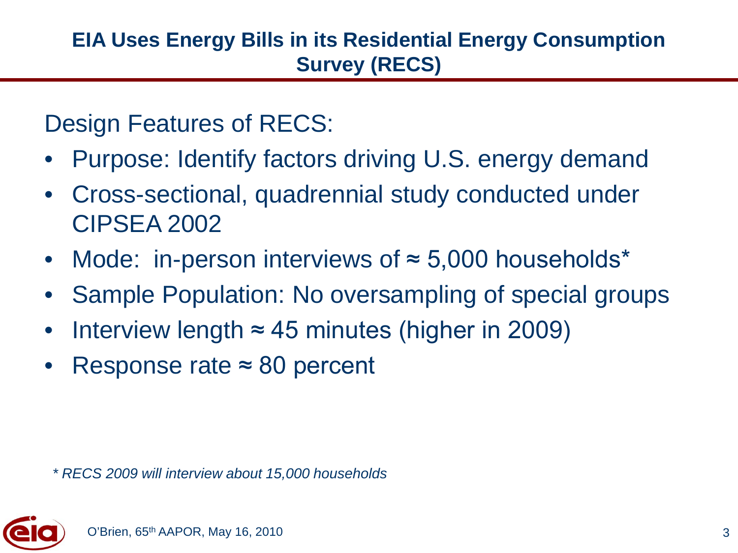## EIA Uses Energy Bills in its Residential Energy Consumption Survey (RECS)

Design Features of RECS:

- Purpose: Identify factors driving U.S. energy demand
- Cross-sectional, quadrennial study conducted under CIPSEA 2002
- Mode: in-person interviews of ≈ 5,000 households*
- Sample Population: No oversampling of special groups
- Interview length ≈ 45 minutes (higher in 2009)
- Response rate ≈ 80 percent

*\* RECS 2009 will interview about 15,000 households*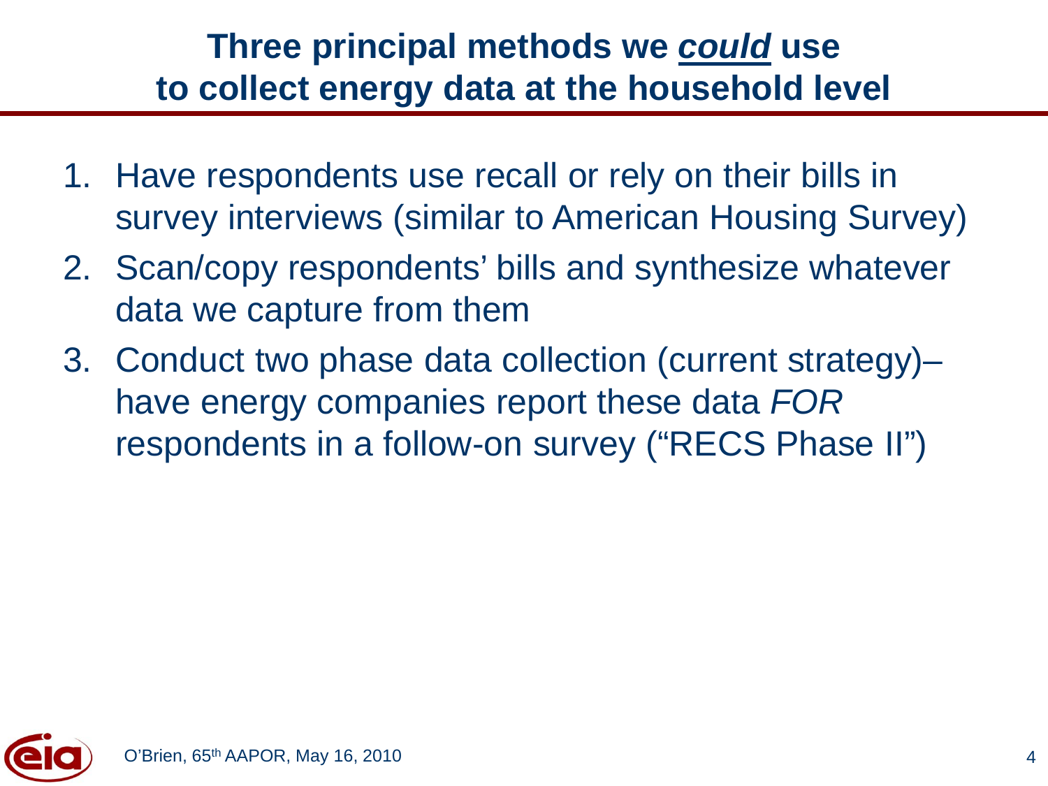# Three principal methods we ***could*** use to collect energy data at the household level

1. Have respondents use recall or rely on their bills in survey interviews (similar to American Housing Survey)
2. Scan/copy respondents' bills and synthesize whatever data we capture from them
3. Conduct two phase data collection (current strategy)– have energy companies report these data *FOR* respondents in a follow-on survey ("RECS Phase II")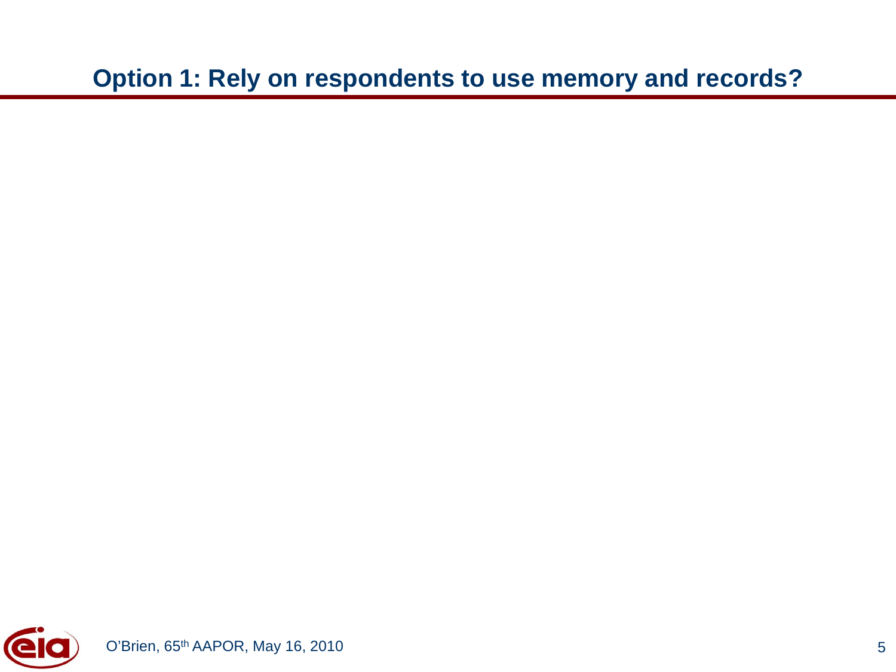# Option 1: Rely on respondents to use memory and records?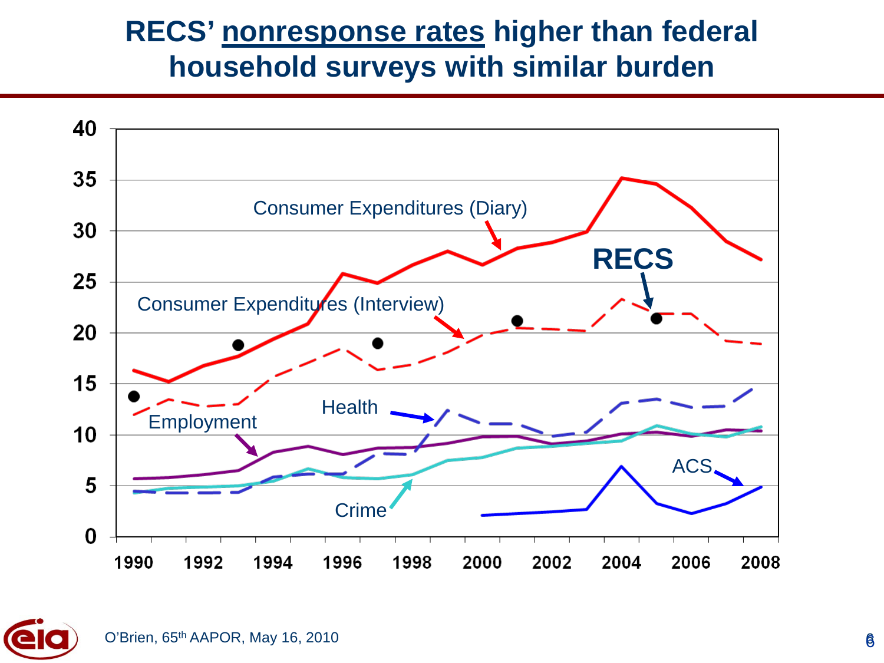# RECS' nonresponse rates higher than federal household surveys with similar burden

Consumer Expenditures (Diary)

RECS

Consumer Expenditures (Interview)

Health

Employment

ACS

Crime

40
35
30
25
20
15
10
5
0

1990 1992 1994 1996 1998 2000 2002 2004 2006 2008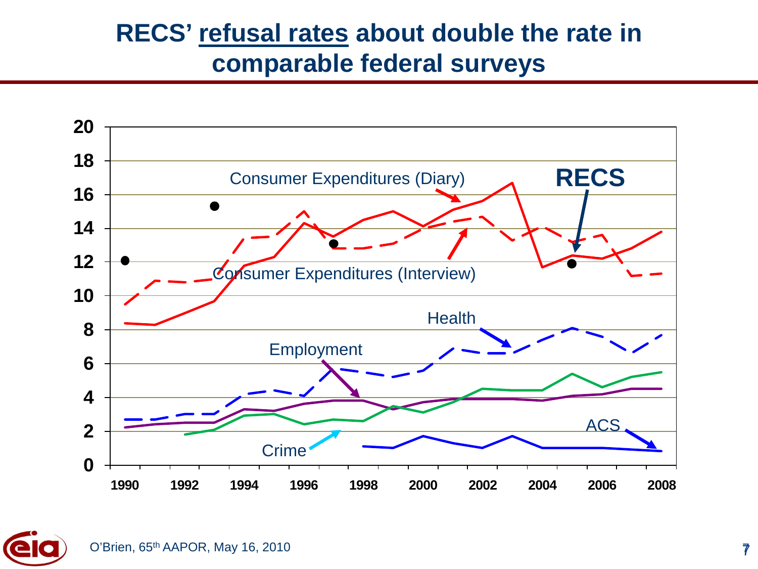# RECS' refusal rates about double the rate in comparable federal surveys

Consumer Expenditures (Diary)

RECS

Consumer Expenditures (Interview)

Health

Employment

ACS

Crime

0
2
4
6
8
10
12
14
16
18
20

1990 1992 1994 1996 1998 2000 2002 2004 2006 2008

O'Brien, 65th AAPOR, May 16, 2010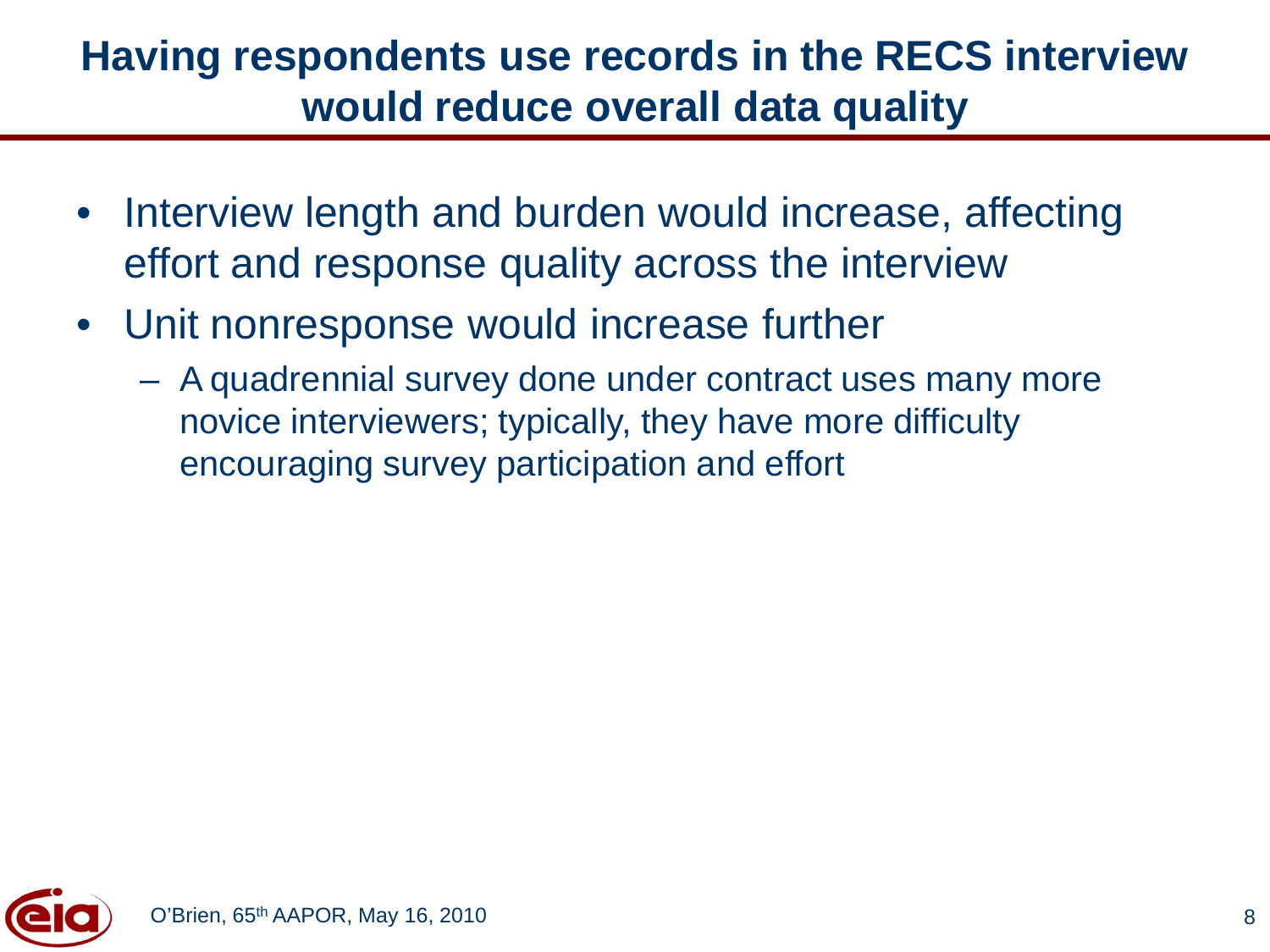# Having respondents use records in the RECS interview would reduce overall data quality

- Interview length and burden would increase, affecting effort and response quality across the interview
- Unit nonresponse would increase further
  - A quadrennial survey done under contract uses many more novice interviewers; typically, they have more difficulty encouraging survey participation and effort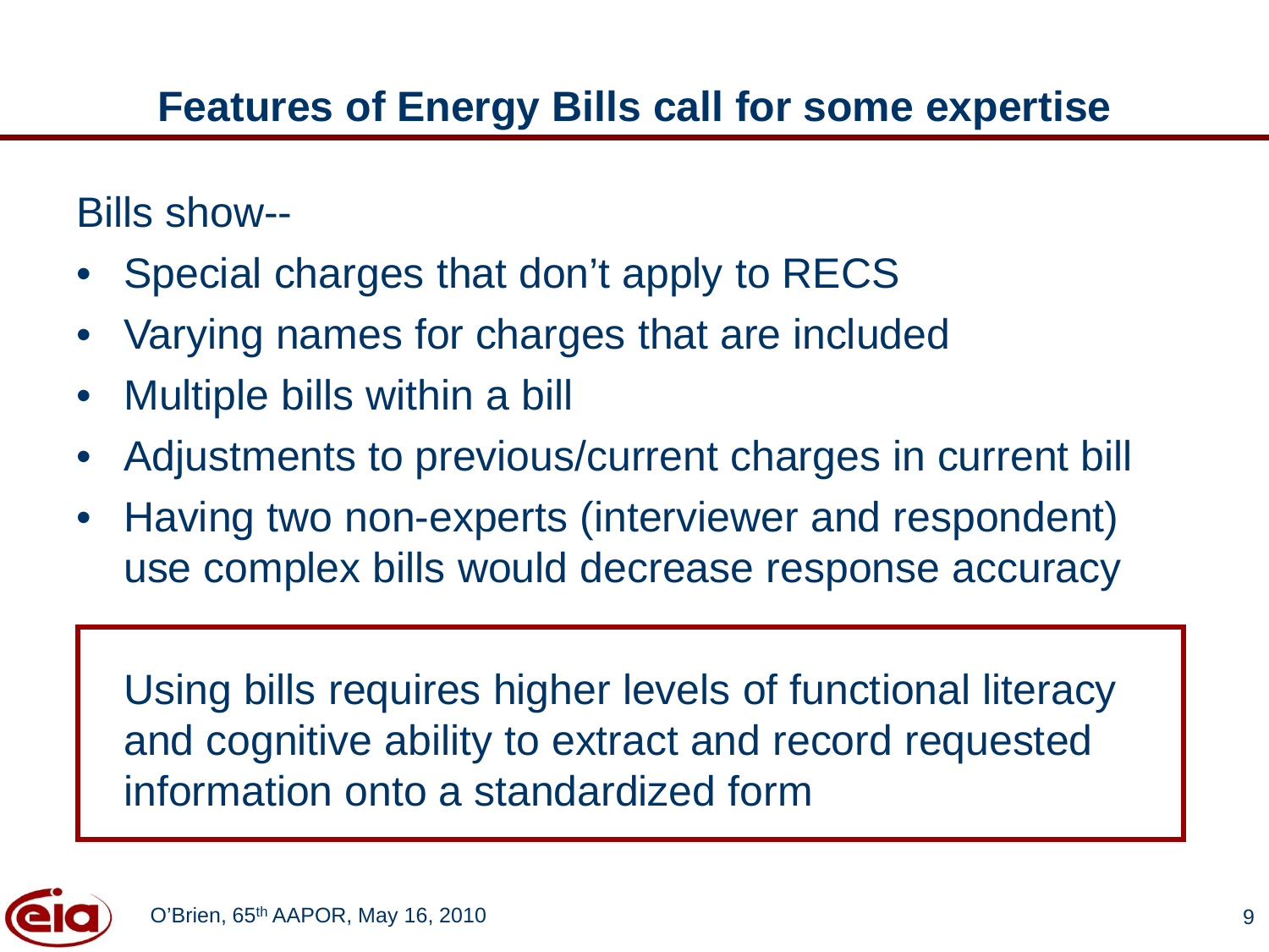# Features of Energy Bills call for some expertise

Bills show--

- Special charges that don't apply to RECS
- Varying names for charges that are included
- Multiple bills within a bill
- Adjustments to previous/current charges in current bill
- Having two non-experts (interviewer and respondent) use complex bills would decrease response accuracy

> Using bills requires higher levels of functional literacy and cognitive ability to extract and record requested information onto a standardized form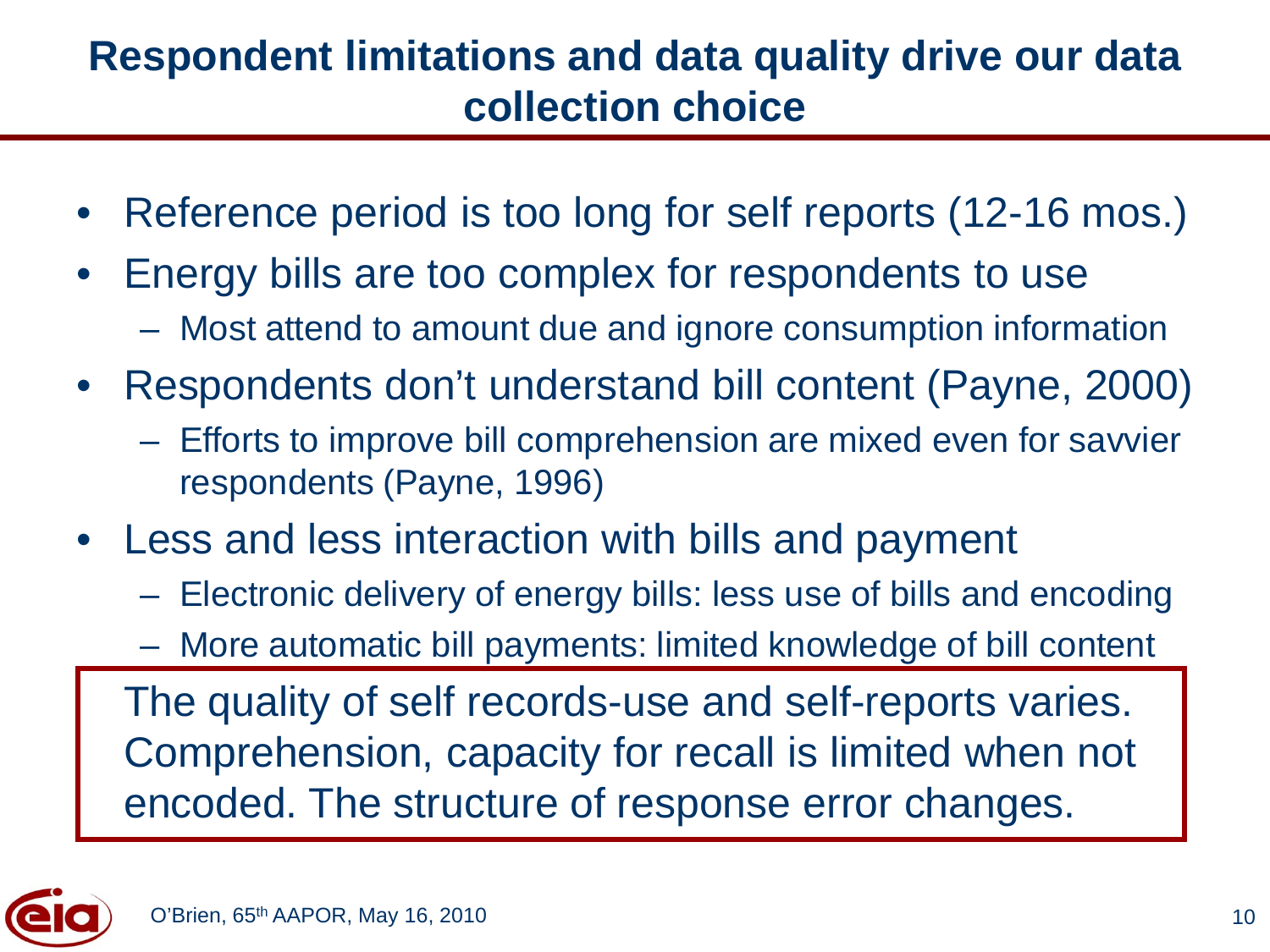## Respondent limitations and data quality drive our data collection choice

- Reference period is too long for self reports (12-16 mos.)
- Energy bills are too complex for respondents to use
  - Most attend to amount due and ignore consumption information
- Respondents don't understand bill content (Payne, 2000)
  - Efforts to improve bill comprehension are mixed even for savvier respondents (Payne, 1996)
- Less and less interaction with bills and payment
  - Electronic delivery of energy bills: less use of bills and encoding
  - More automatic bill payments: limited knowledge of bill content

> The quality of self records-use and self-reports varies. Comprehension, capacity for recall is limited when not encoded. The structure of response error changes.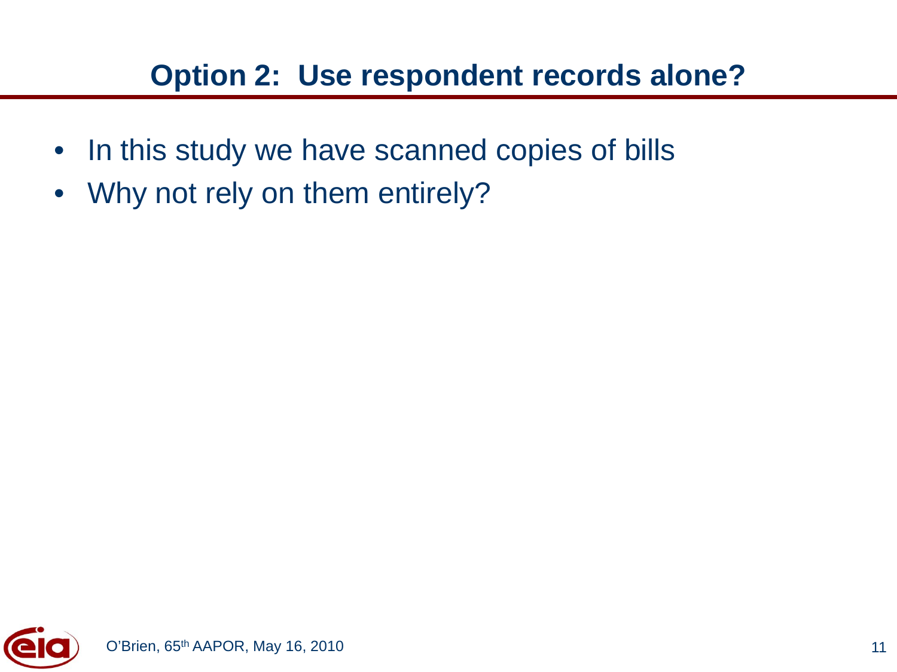## Option 2: Use respondent records alone?

- In this study we have scanned copies of bills
- Why not rely on them entirely?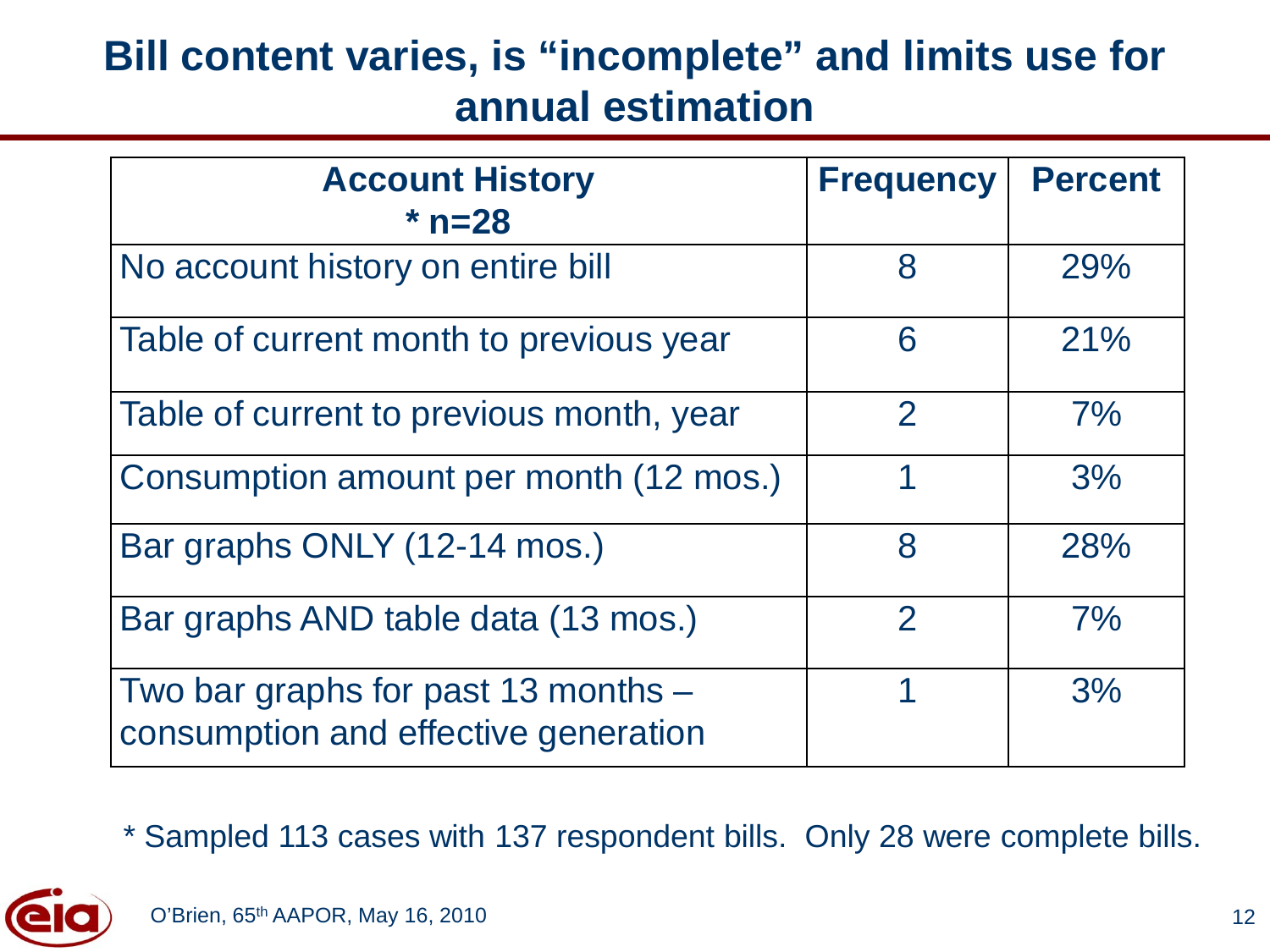# Bill content varies, is "incomplete" and limits use for annual estimation

| Account History * n=28 | Frequency | Percent |
| --- | --- | --- |
| No account history on entire bill | 8 | 29% |
| Table of current month to previous year | 6 | 21% |
| Table of current to previous month, year | 2 | 7% |
| Consumption amount per month (12 mos.) | 1 | 3% |
| Bar graphs ONLY (12-14 mos.) | 8 | 28% |
| Bar graphs AND table data (13 mos.) | 2 | 7% |
| Two bar graphs for past 13 months – consumption and effective generation | 1 | 3% |

* Sampled 113 cases with 137 respondent bills. Only 28 were complete bills.

O'Brien, 65th AAPOR, May 16, 2010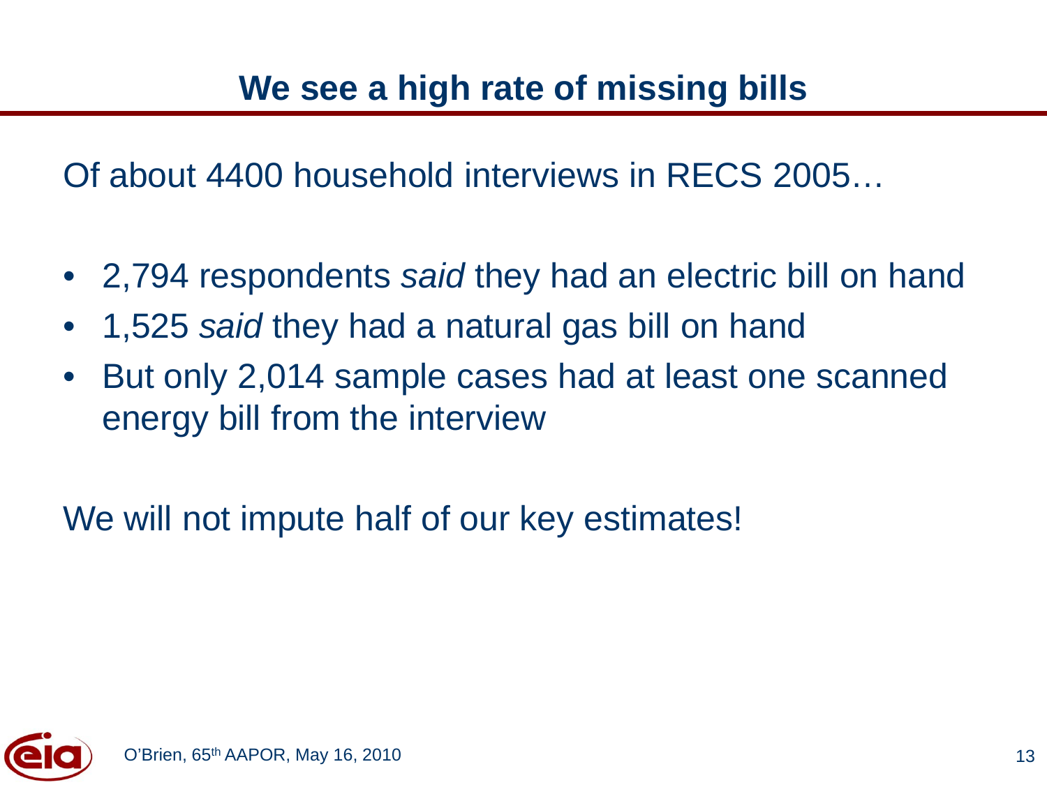# We see a high rate of missing bills

Of about 4400 household interviews in RECS 2005…

- 2,794 respondents *said* they had an electric bill on hand
- 1,525 *said* they had a natural gas bill on hand
- But only 2,014 sample cases had at least one scanned energy bill from the interview

We will not impute half of our key estimates!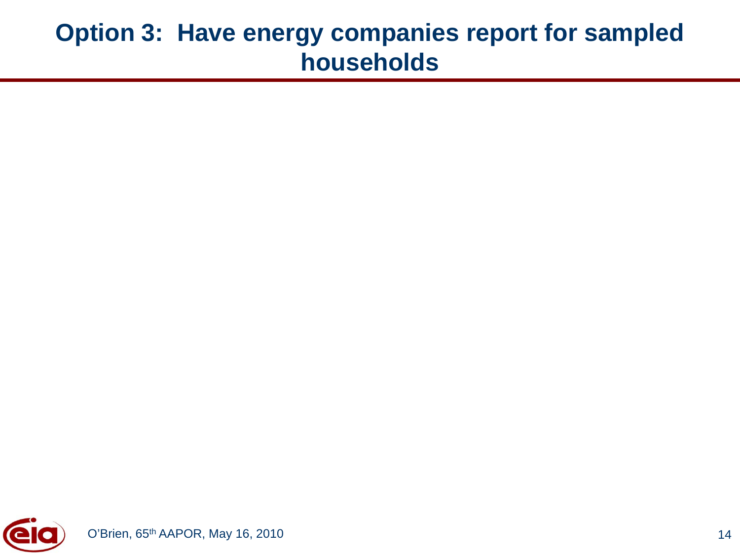# Option 3: Have energy companies report for sampled households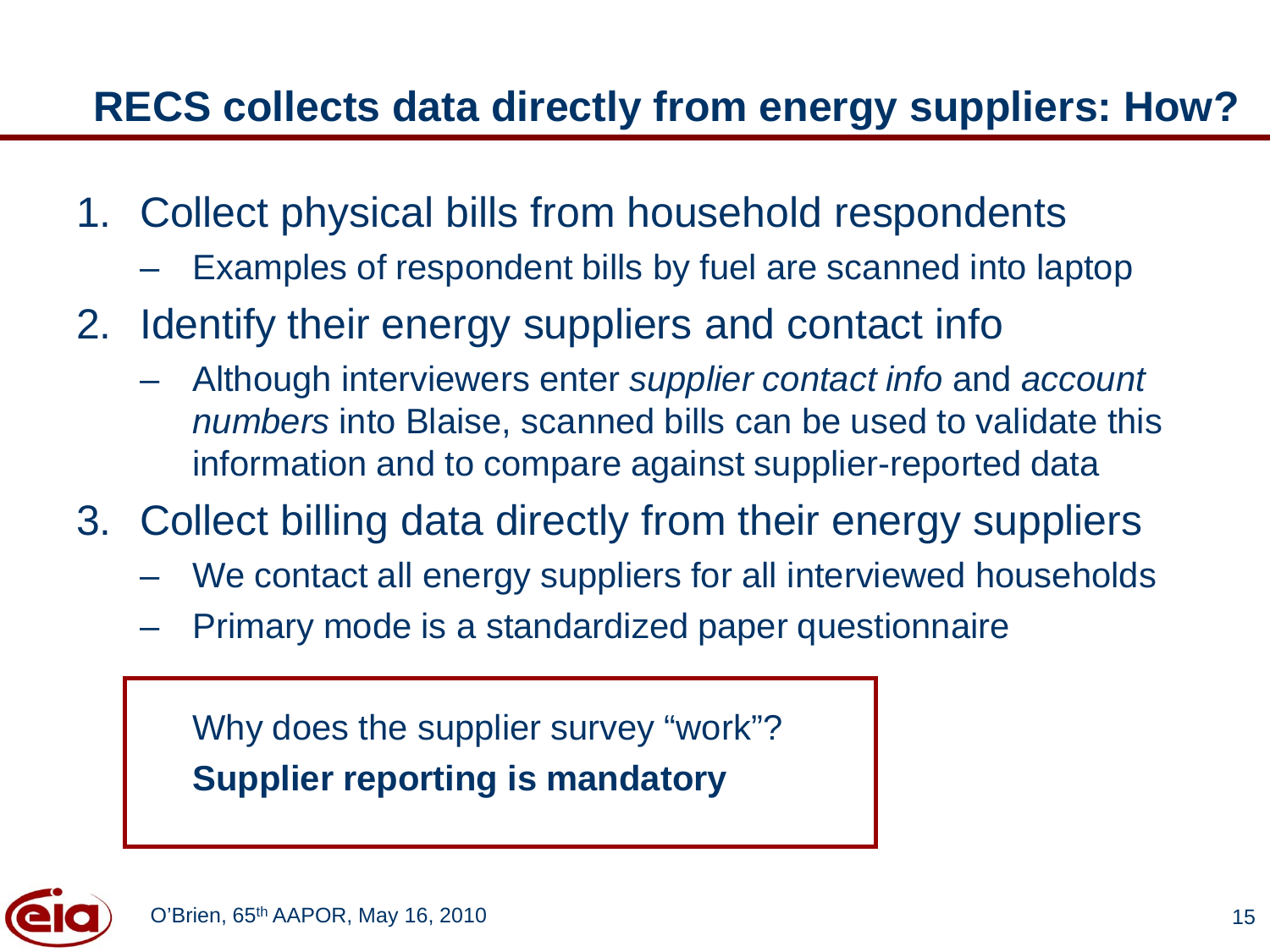## RECS collects data directly from energy suppliers: How?

1. Collect physical bills from household respondents
   - Examples of respondent bills by fuel are scanned into laptop
2. Identify their energy suppliers and contact info
   - Although interviewers enter *supplier contact info* and *account numbers* into Blaise, scanned bills can be used to validate this information and to compare against supplier-reported data
3. Collect billing data directly from their energy suppliers
   - We contact all energy suppliers for all interviewed households
   - Primary mode is a standardized paper questionnaire

Why does the supplier survey "work"?
**Supplier reporting is mandatory**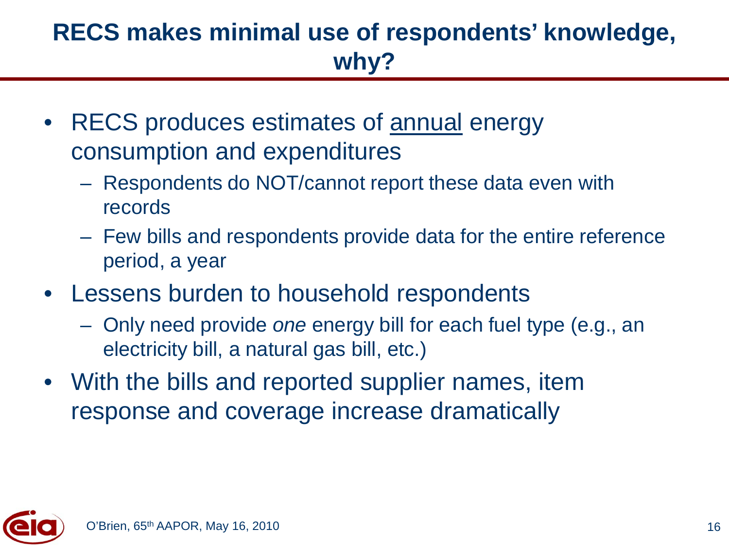# RECS makes minimal use of respondents' knowledge, why?

- RECS produces estimates of <u>annual</u> energy consumption and expenditures
  - Respondents do NOT/cannot report these data even with records
  - Few bills and respondents provide data for the entire reference period, a year
- Lessens burden to household respondents
  - Only need provide *one* energy bill for each fuel type (e.g., an electricity bill, a natural gas bill, etc.)
- With the bills and reported supplier names, item response and coverage increase dramatically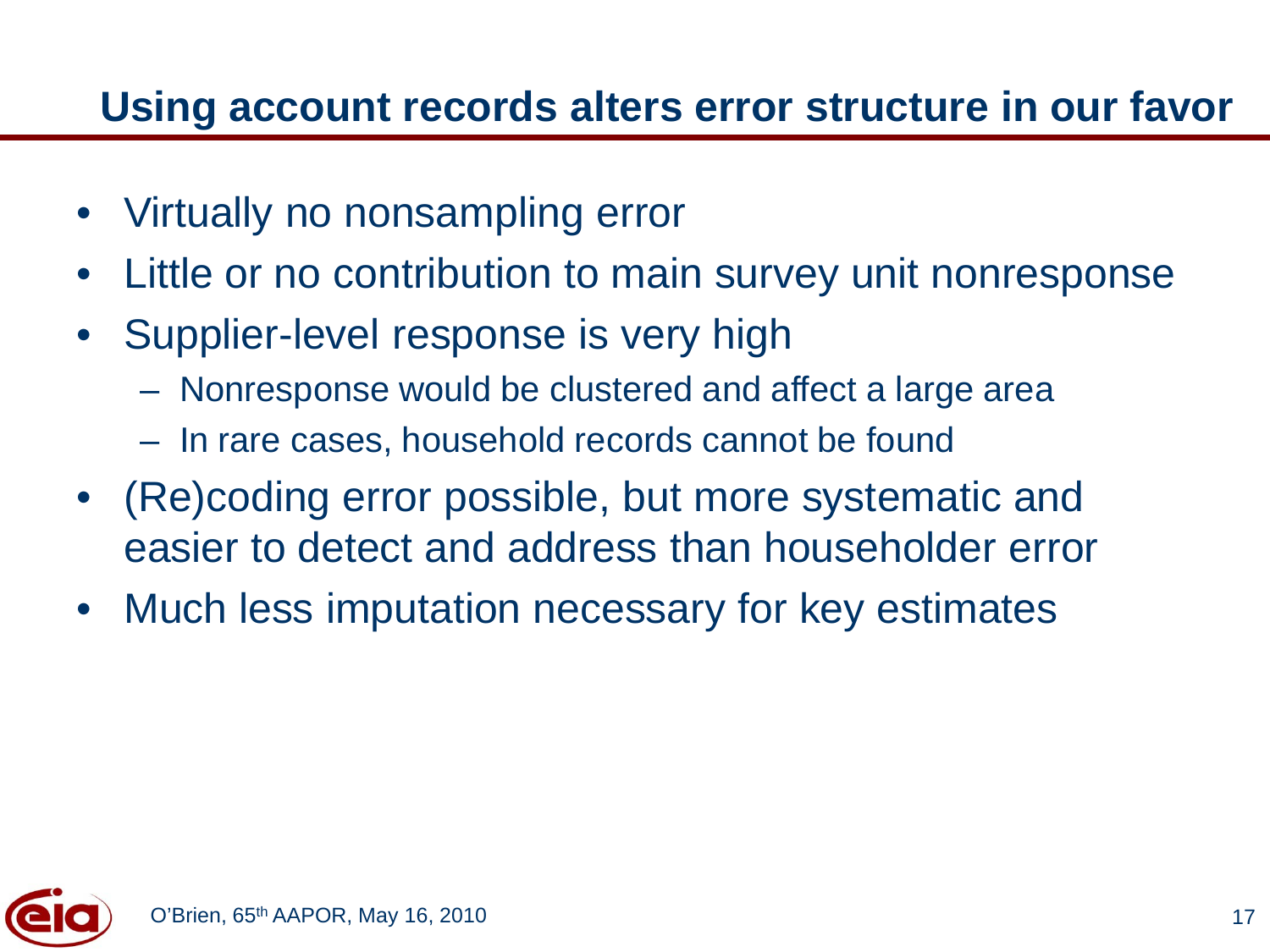## Using account records alters error structure in our favor

- Virtually no nonsampling error
- Little or no contribution to main survey unit nonresponse
- Supplier-level response is very high
  - Nonresponse would be clustered and affect a large area
  - In rare cases, household records cannot be found
- (Re)coding error possible, but more systematic and easier to detect and address than householder error
- Much less imputation necessary for key estimates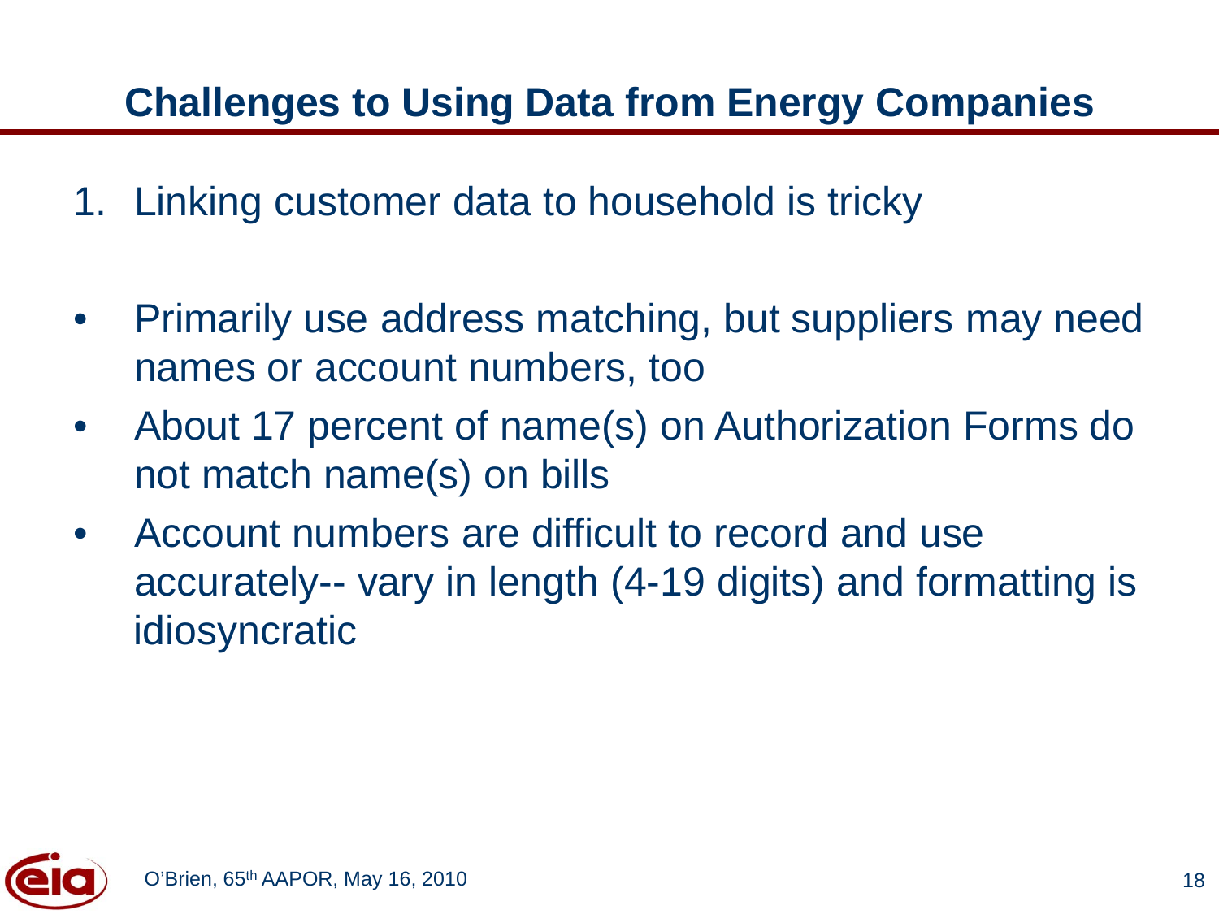## Challenges to Using Data from Energy Companies

1. Linking customer data to household is tricky

- Primarily use address matching, but suppliers may need names or account numbers, too
- About 17 percent of name(s) on Authorization Forms do not match name(s) on bills
- Account numbers are difficult to record and use accurately-- vary in length (4-19 digits) and formatting is idiosyncratic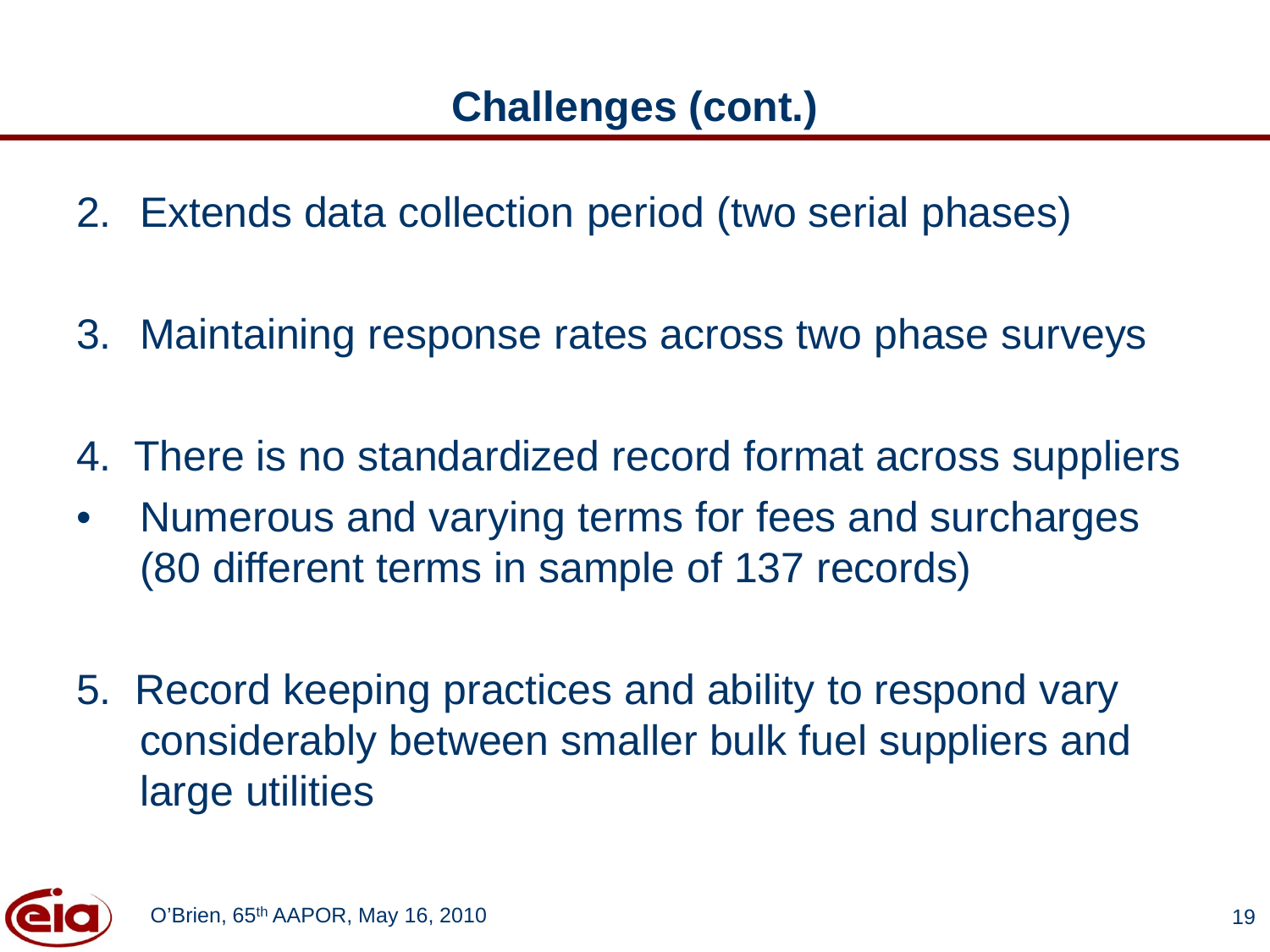## Challenges (cont.)

2. Extends data collection period (two serial phases)

3. Maintaining response rates across two phase surveys

4. There is no standardized record format across suppliers

- Numerous and varying terms for fees and surcharges (80 different terms in sample of 137 records)

5. Record keeping practices and ability to respond vary considerably between smaller bulk fuel suppliers and large utilities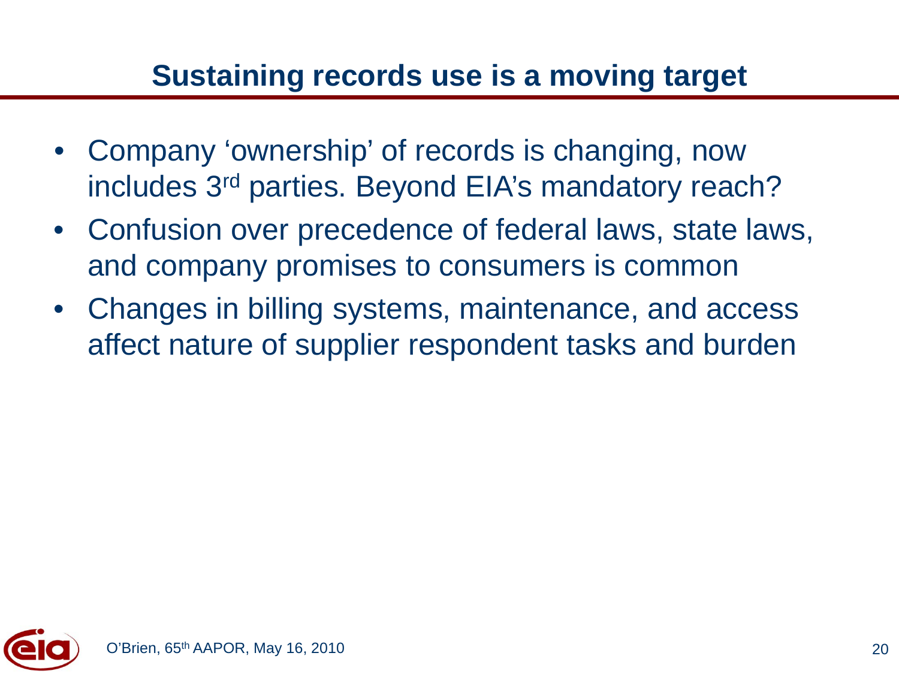## Sustaining records use is a moving target

- Company 'ownership' of records is changing, now includes 3rd parties. Beyond EIA's mandatory reach?
- Confusion over precedence of federal laws, state laws, and company promises to consumers is common
- Changes in billing systems, maintenance, and access affect nature of supplier respondent tasks and burden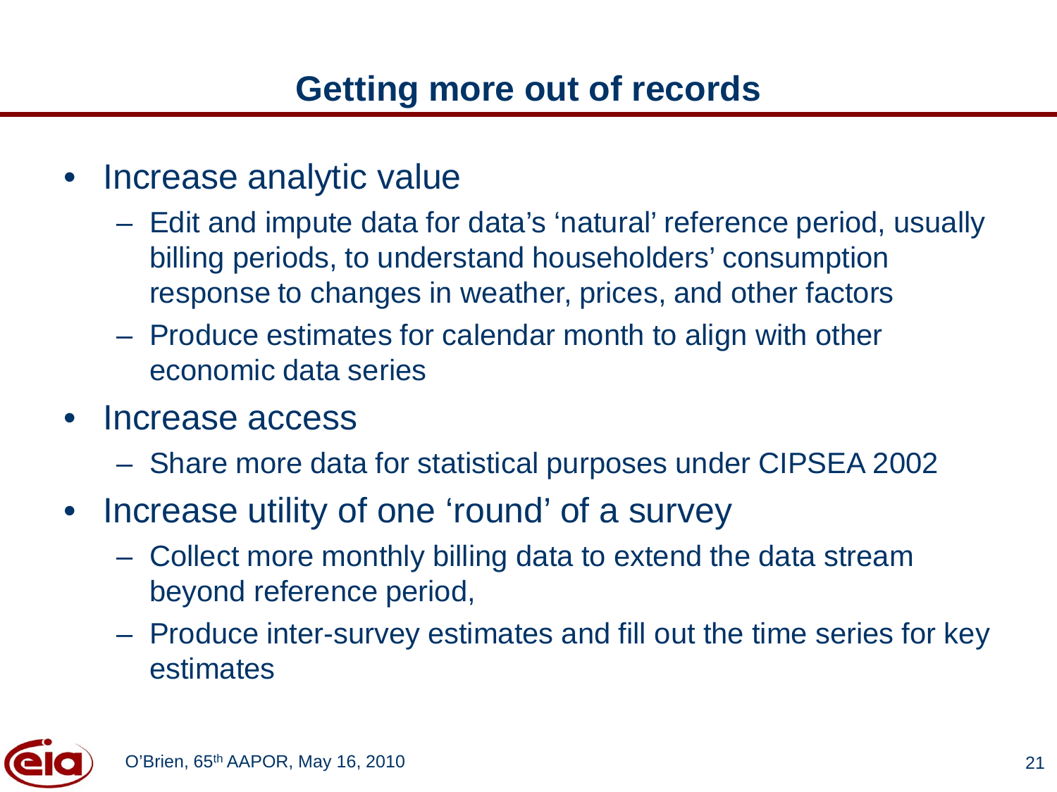# Getting more out of records

- Increase analytic value
  - Edit and impute data for data's 'natural' reference period, usually billing periods, to understand householders' consumption response to changes in weather, prices, and other factors
  - Produce estimates for calendar month to align with other economic data series
- Increase access
  - Share more data for statistical purposes under CIPSEA 2002
- Increase utility of one 'round' of a survey
  - Collect more monthly billing data to extend the data stream beyond reference period,
  - Produce inter-survey estimates and fill out the time series for key estimates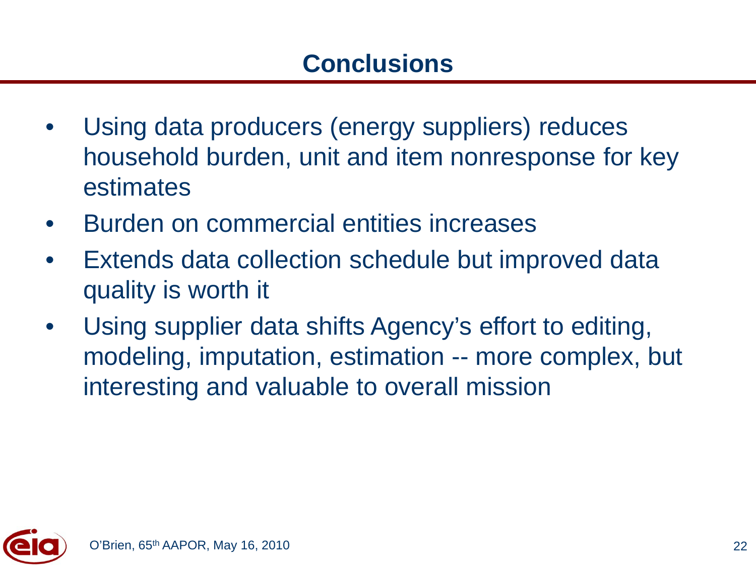# Conclusions

- Using data producers (energy suppliers) reduces household burden, unit and item nonresponse for key estimates
- Burden on commercial entities increases
- Extends data collection schedule but improved data quality is worth it
- Using supplier data shifts Agency's effort to editing, modeling, imputation, estimation -- more complex, but interesting and valuable to overall mission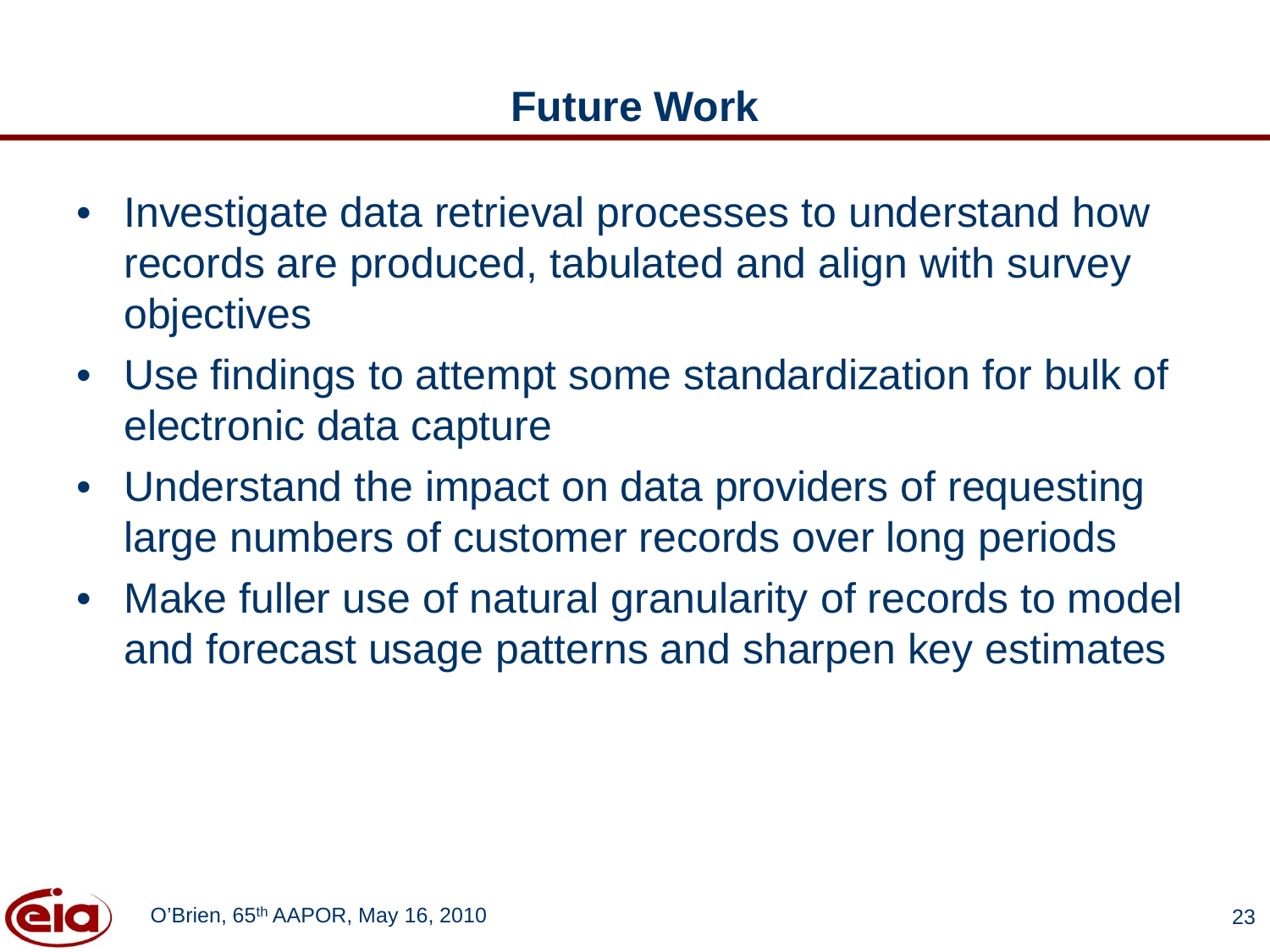# Future Work

- Investigate data retrieval processes to understand how records are produced, tabulated and align with survey objectives
- Use findings to attempt some standardization for bulk of electronic data capture
- Understand the impact on data providers of requesting large numbers of customer records over long periods
- Make fuller use of natural granularity of records to model and forecast usage patterns and sharpen key estimates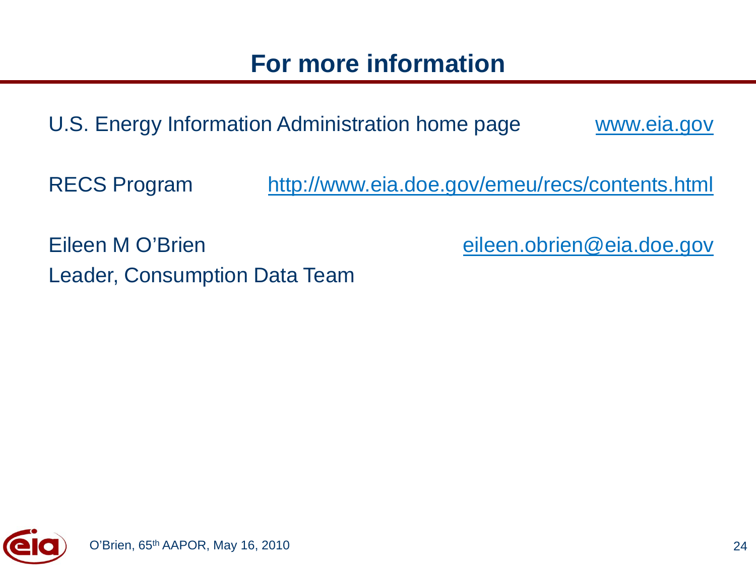# For more information

U.S. Energy Information Administration home page www.eia.gov

RECS Program http://www.eia.doe.gov/emeu/recs/contents.html

Eileen M O'Brien eileen.obrien@eia.doe.gov
Leader, Consumption Data Team